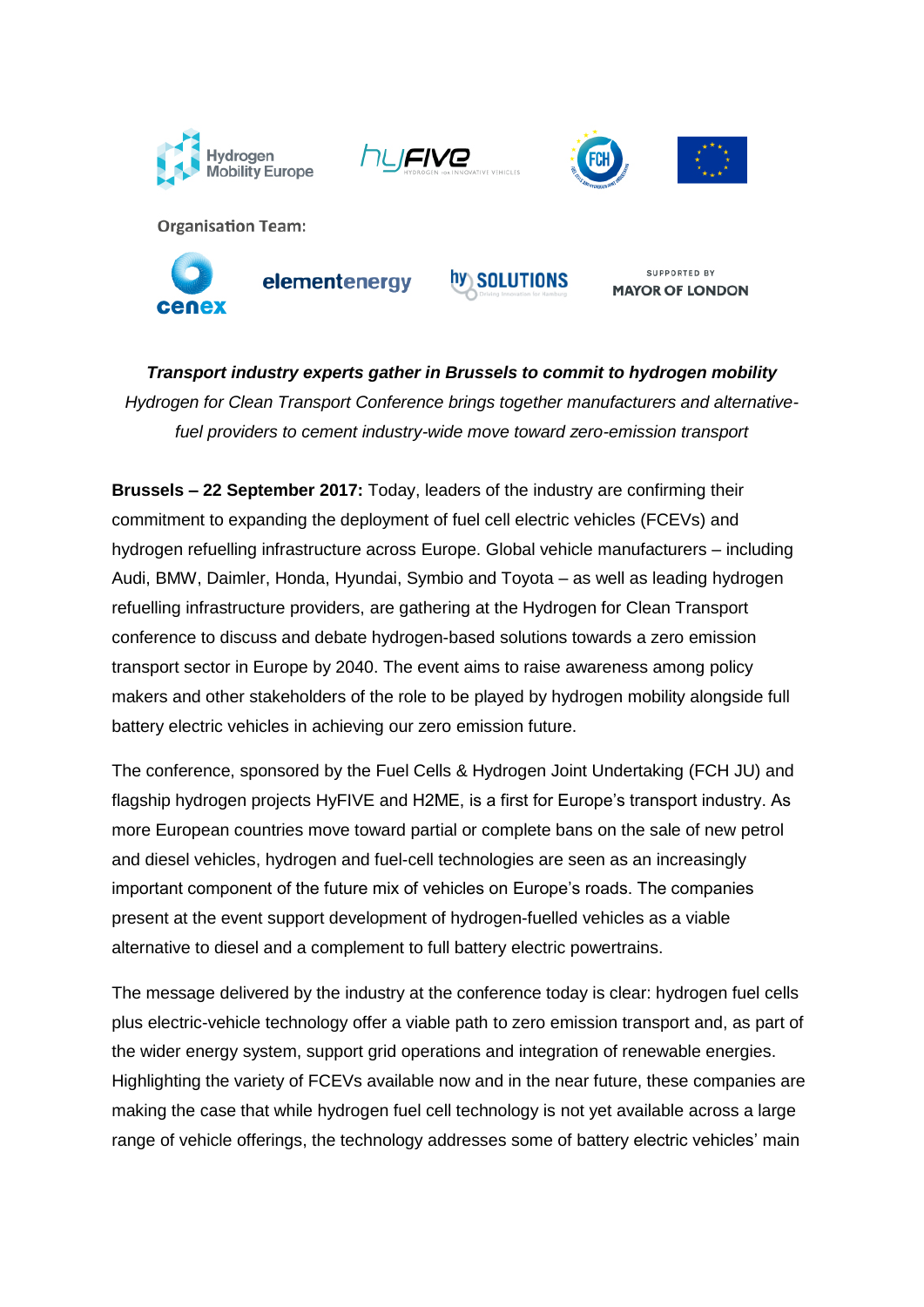Organisation Team:

SUPPORTED BY
MAYOR OF LONDON

***Transport industry experts gather in Brussels to commit to hydrogen mobility***

*Hydrogen for Clean Transport Conference brings together manufacturers and alternative-fuel providers to cement industry-wide move toward zero-emission transport*

**Brussels – 22 September 2017:** Today, leaders of the industry are confirming their commitment to expanding the deployment of fuel cell electric vehicles (FCEVs) and hydrogen refuelling infrastructure across Europe. Global vehicle manufacturers – including Audi, BMW, Daimler, Honda, Hyundai, Symbio and Toyota – as well as leading hydrogen refuelling infrastructure providers, are gathering at the Hydrogen for Clean Transport conference to discuss and debate hydrogen-based solutions towards a zero emission transport sector in Europe by 2040. The event aims to raise awareness among policy makers and other stakeholders of the role to be played by hydrogen mobility alongside full battery electric vehicles in achieving our zero emission future.

The conference, sponsored by the Fuel Cells & Hydrogen Joint Undertaking (FCH JU) and flagship hydrogen projects HyFIVE and H2ME, is a first for Europe's transport industry. As more European countries move toward partial or complete bans on the sale of new petrol and diesel vehicles, hydrogen and fuel-cell technologies are seen as an increasingly important component of the future mix of vehicles on Europe's roads. The companies present at the event support development of hydrogen-fuelled vehicles as a viable alternative to diesel and a complement to full battery electric powertrains.

The message delivered by the industry at the conference today is clear: hydrogen fuel cells plus electric-vehicle technology offer a viable path to zero emission transport and, as part of the wider energy system, support grid operations and integration of renewable energies. Highlighting the variety of FCEVs available now and in the near future, these companies are making the case that while hydrogen fuel cell technology is not yet available across a large range of vehicle offerings, the technology addresses some of battery electric vehicles' main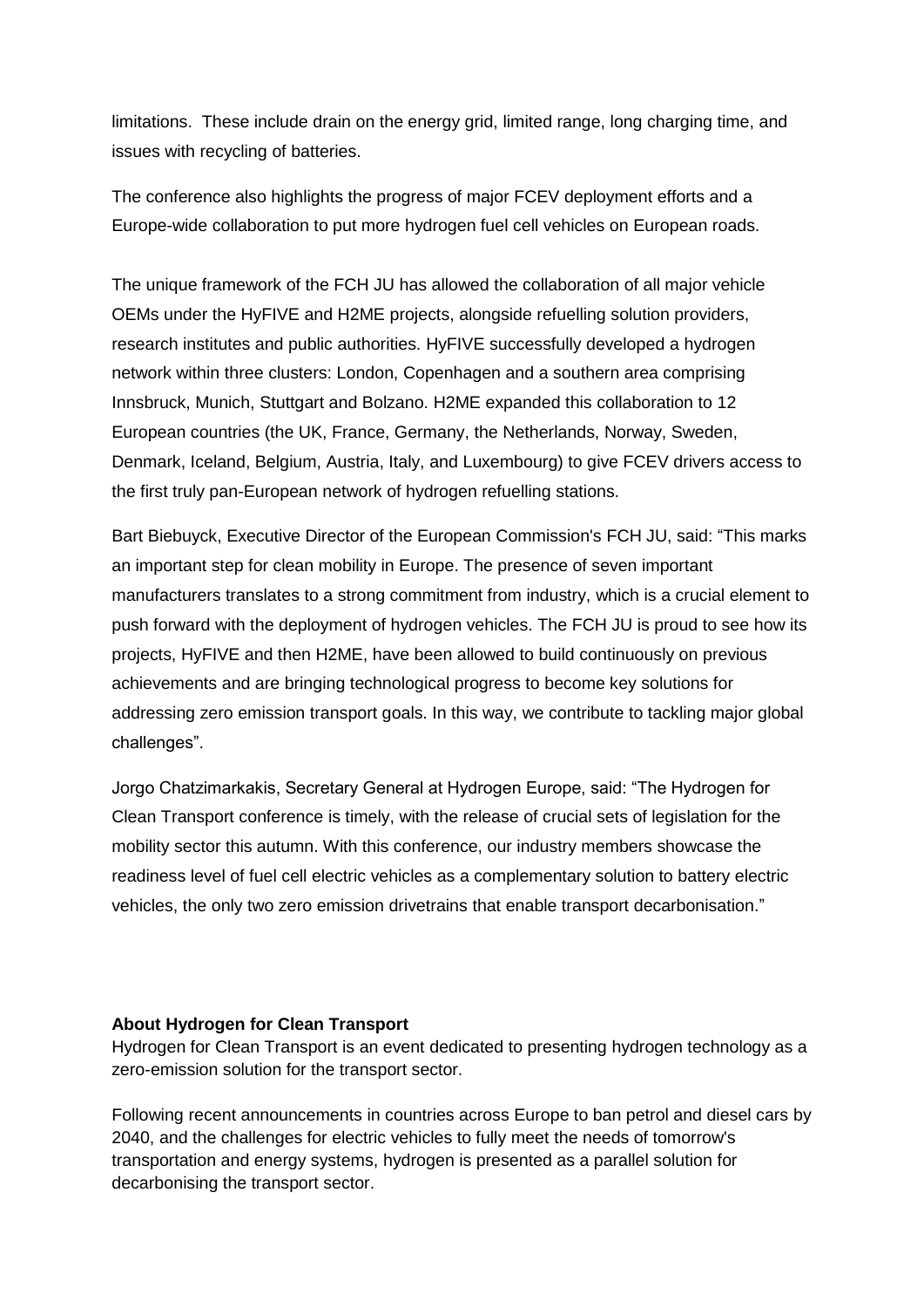limitations. These include drain on the energy grid, limited range, long charging time, and issues with recycling of batteries.

The conference also highlights the progress of major FCEV deployment efforts and a Europe-wide collaboration to put more hydrogen fuel cell vehicles on European roads.

The unique framework of the FCH JU has allowed the collaboration of all major vehicle OEMs under the HyFIVE and H2ME projects, alongside refuelling solution providers, research institutes and public authorities. HyFIVE successfully developed a hydrogen network within three clusters: London, Copenhagen and a southern area comprising Innsbruck, Munich, Stuttgart and Bolzano. H2ME expanded this collaboration to 12 European countries (the UK, France, Germany, the Netherlands, Norway, Sweden, Denmark, Iceland, Belgium, Austria, Italy, and Luxembourg) to give FCEV drivers access to the first truly pan-European network of hydrogen refuelling stations.

Bart Biebuyck, Executive Director of the European Commission's FCH JU, said: "This marks an important step for clean mobility in Europe. The presence of seven important manufacturers translates to a strong commitment from industry, which is a crucial element to push forward with the deployment of hydrogen vehicles. The FCH JU is proud to see how its projects, HyFIVE and then H2ME, have been allowed to build continuously on previous achievements and are bringing technological progress to become key solutions for addressing zero emission transport goals. In this way, we contribute to tackling major global challenges".

Jorgo Chatzimarkakis, Secretary General at Hydrogen Europe, said: "The Hydrogen for Clean Transport conference is timely, with the release of crucial sets of legislation for the mobility sector this autumn. With this conference, our industry members showcase the readiness level of fuel cell electric vehicles as a complementary solution to battery electric vehicles, the only two zero emission drivetrains that enable transport decarbonisation."

**About Hydrogen for Clean Transport**

Hydrogen for Clean Transport is an event dedicated to presenting hydrogen technology as a zero-emission solution for the transport sector.

Following recent announcements in countries across Europe to ban petrol and diesel cars by 2040, and the challenges for electric vehicles to fully meet the needs of tomorrow's transportation and energy systems, hydrogen is presented as a parallel solution for decarbonising the transport sector.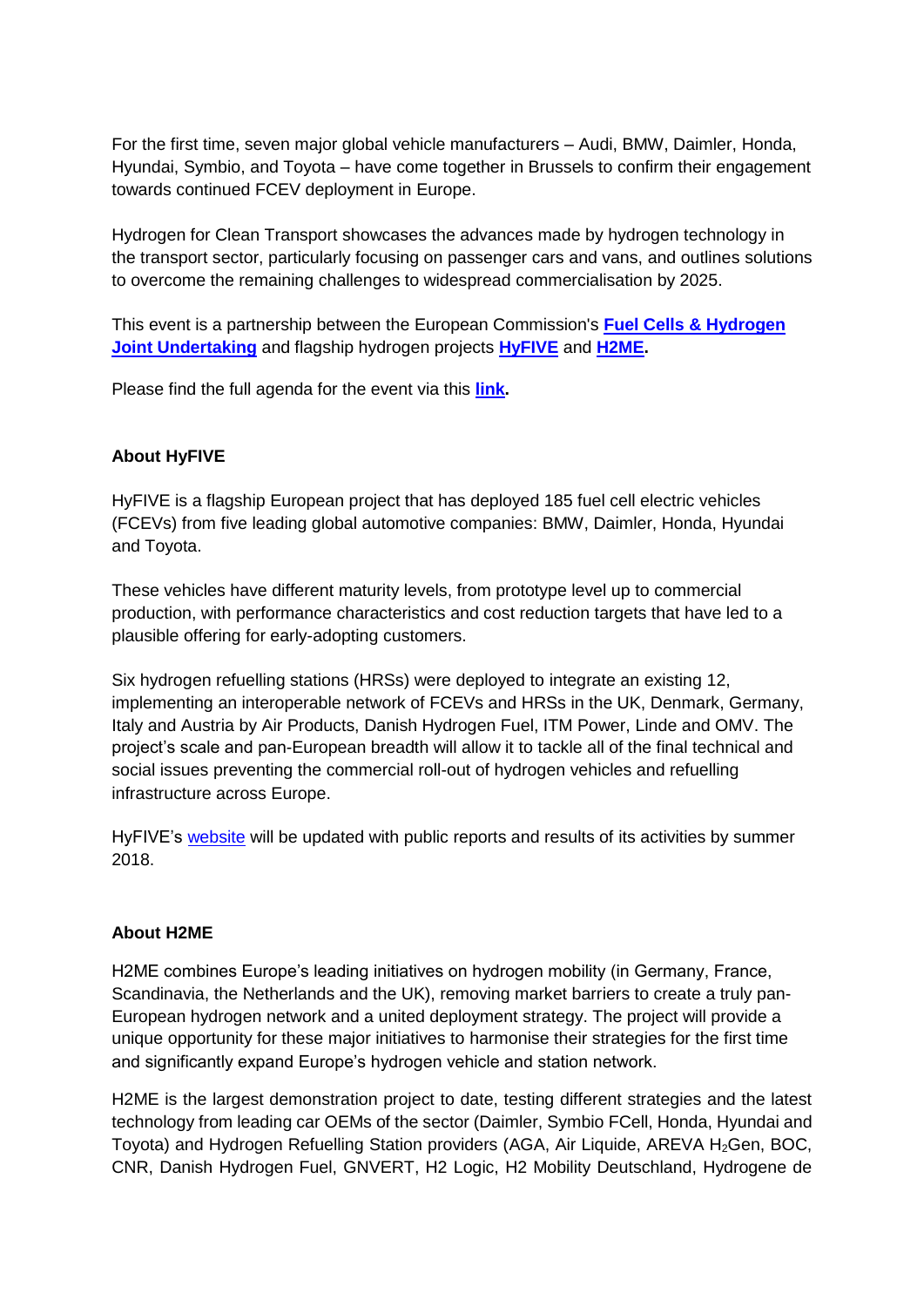For the first time, seven major global vehicle manufacturers – Audi, BMW, Daimler, Honda, Hyundai, Symbio, and Toyota – have come together in Brussels to confirm their engagement towards continued FCEV deployment in Europe.

Hydrogen for Clean Transport showcases the advances made by hydrogen technology in the transport sector, particularly focusing on passenger cars and vans, and outlines solutions to overcome the remaining challenges to widespread commercialisation by 2025.

This event is a partnership between the European Commission's **Fuel Cells & Hydrogen Joint Undertaking** and flagship hydrogen projects **HyFIVE** and **H2ME.**

Please find the full agenda for the event via this **link.**

**About HyFIVE**

HyFIVE is a flagship European project that has deployed 185 fuel cell electric vehicles (FCEVs) from five leading global automotive companies: BMW, Daimler, Honda, Hyundai and Toyota.

These vehicles have different maturity levels, from prototype level up to commercial production, with performance characteristics and cost reduction targets that have led to a plausible offering for early-adopting customers.

Six hydrogen refuelling stations (HRSs) were deployed to integrate an existing 12, implementing an interoperable network of FCEVs and HRSs in the UK, Denmark, Germany, Italy and Austria by Air Products, Danish Hydrogen Fuel, ITM Power, Linde and OMV. The project's scale and pan-European breadth will allow it to tackle all of the final technical and social issues preventing the commercial roll-out of hydrogen vehicles and refuelling infrastructure across Europe.

HyFIVE's website will be updated with public reports and results of its activities by summer 2018.

**About H2ME**

H2ME combines Europe's leading initiatives on hydrogen mobility (in Germany, France, Scandinavia, the Netherlands and the UK), removing market barriers to create a truly pan-European hydrogen network and a united deployment strategy. The project will provide a unique opportunity for these major initiatives to harmonise their strategies for the first time and significantly expand Europe's hydrogen vehicle and station network.

H2ME is the largest demonstration project to date, testing different strategies and the latest technology from leading car OEMs of the sector (Daimler, Symbio FCell, Honda, Hyundai and Toyota) and Hydrogen Refuelling Station providers (AGA, Air Liquide, AREVA $H_2$Gen, BOC, CNR, Danish Hydrogen Fuel, GNVERT, H2 Logic, H2 Mobility Deutschland, Hydrogene de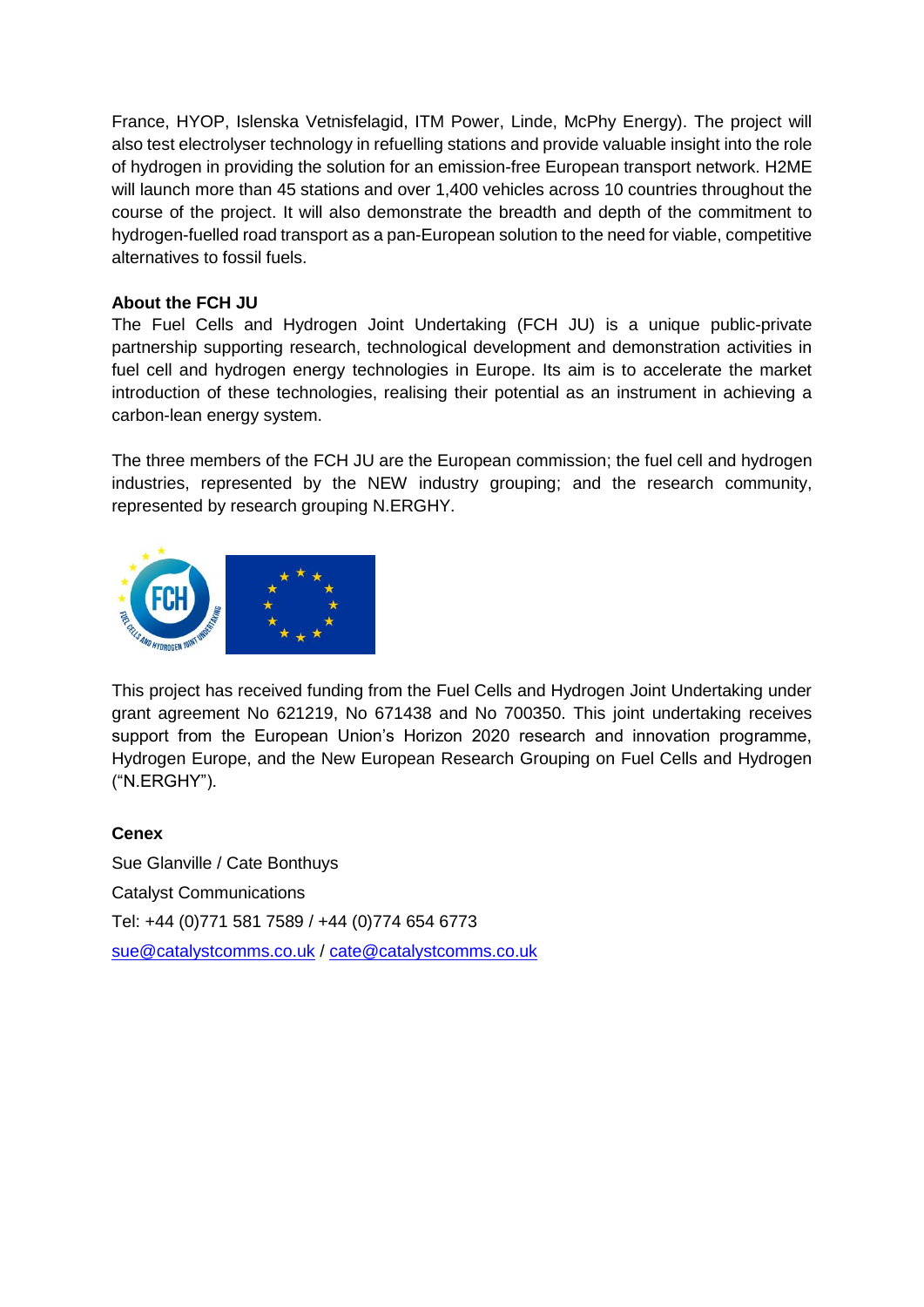France, HYOP, Islenska Vetnisfelagid, ITM Power, Linde, McPhy Energy). The project will also test electrolyser technology in refuelling stations and provide valuable insight into the role of hydrogen in providing the solution for an emission-free European transport network. H2ME will launch more than 45 stations and over 1,400 vehicles across 10 countries throughout the course of the project. It will also demonstrate the breadth and depth of the commitment to hydrogen-fuelled road transport as a pan-European solution to the need for viable, competitive alternatives to fossil fuels.

**About the FCH JU**

The Fuel Cells and Hydrogen Joint Undertaking (FCH JU) is a unique public-private partnership supporting research, technological development and demonstration activities in fuel cell and hydrogen energy technologies in Europe. Its aim is to accelerate the market introduction of these technologies, realising their potential as an instrument in achieving a carbon-lean energy system.

The three members of the FCH JU are the European commission; the fuel cell and hydrogen industries, represented by the NEW industry grouping; and the research community, represented by research grouping N.ERGHY.

This project has received funding from the Fuel Cells and Hydrogen Joint Undertaking under grant agreement No 621219, No 671438 and No 700350. This joint undertaking receives support from the European Union's Horizon 2020 research and innovation programme, Hydrogen Europe, and the New European Research Grouping on Fuel Cells and Hydrogen ("N.ERGHY").

**Cenex**

Sue Glanville / Cate Bonthuys

Catalyst Communications

Tel: +44 (0)771 581 7589 / +44 (0)774 654 6773

sue@catalystcomms.co.uk / cate@catalystcomms.co.uk